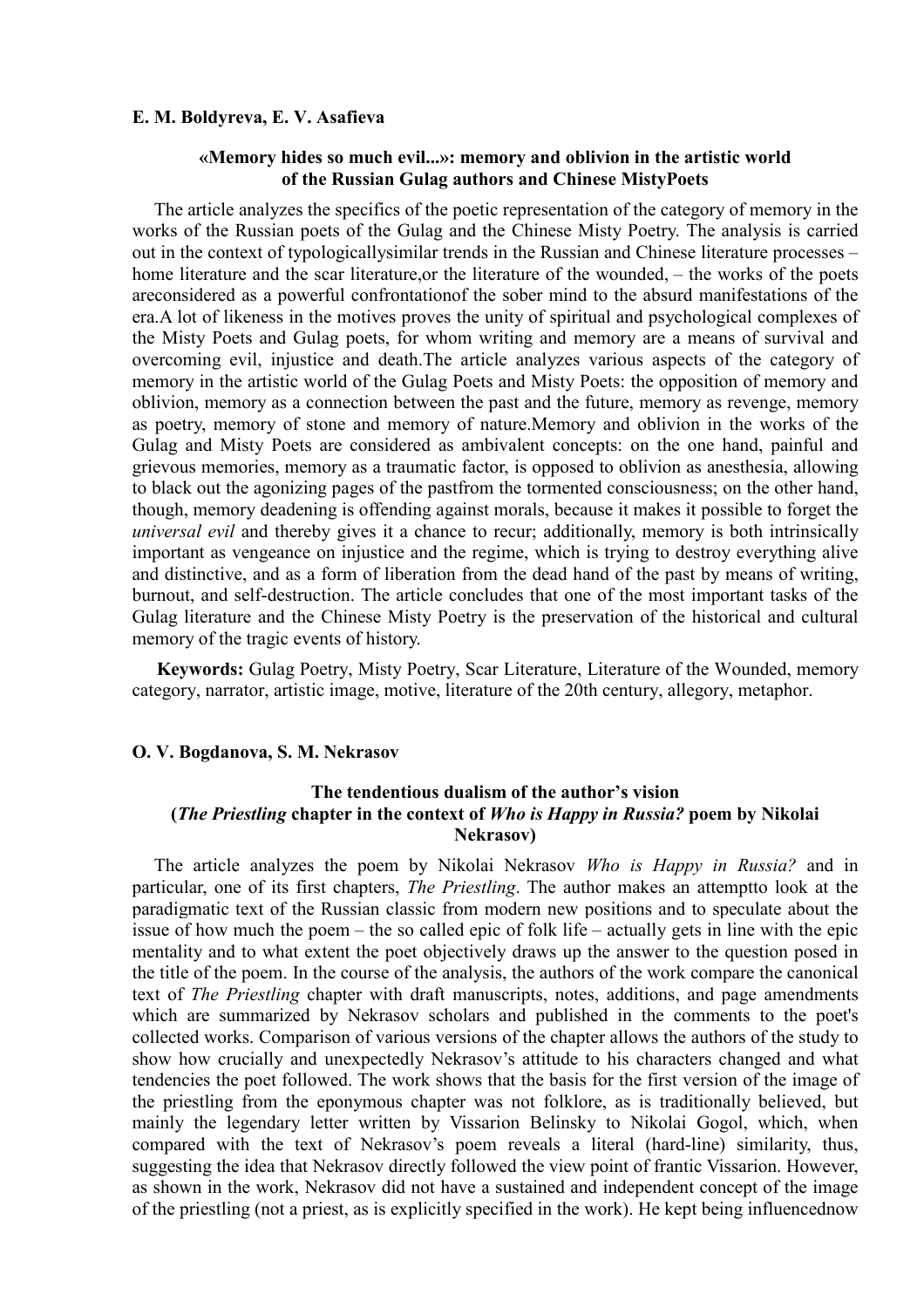**E. M. Boldyreva, E. V. Asafieva**

### «Memory hides so much evil...»: memory and oblivion in the artistic world of the Russian Gulag authors and Chinese MistyPoets

The article analyzes the specifics of the poetic representation of the category of memory in the works of the Russian poets of the Gulag and the Chinese Misty Poetry. The analysis is carried out in the context of typologicallysimilar trends in the Russian and Chinese literature processes – home literature and the scar literature,or the literature of the wounded, – the works of the poets areconsidered as a powerful confrontationof the sober mind to the absurd manifestations of the era.A lot of likeness in the motives proves the unity of spiritual and psychological complexes of the Misty Poets and Gulag poets, for whom writing and memory are a means of survival and overcoming evil, injustice and death.The article analyzes various aspects of the category of memory in the artistic world of the Gulag Poets and Misty Poets: the opposition of memory and oblivion, memory as a connection between the past and the future, memory as revenge, memory as poetry, memory of stone and memory of nature.Memory and oblivion in the works of the Gulag and Misty Poets are considered as ambivalent concepts: on the one hand, painful and grievous memories, memory as a traumatic factor, is opposed to oblivion as anesthesia, allowing to black out the agonizing pages of the pastfrom the tormented consciousness; on the other hand, though, memory deadening is offending against morals, because it makes it possible to forget the *universal evil* and thereby gives it a chance to recur; additionally, memory is both intrinsically important as vengeance on injustice and the regime, which is trying to destroy everything alive and distinctive, and as a form of liberation from the dead hand of the past by means of writing, burnout, and self-destruction. The article concludes that one of the most important tasks of the Gulag literature and the Chinese Misty Poetry is the preservation of the historical and cultural memory of the tragic events of history.

**Keywords:** Gulag Poetry, Misty Poetry, Scar Literature, Literature of the Wounded, memory category, narrator, artistic image, motive, literature of the 20th century, allegory, metaphor.

**O. V. Bogdanova, S. M. Nekrasov**

### The tendentious dualism of the author's vision (*The Priestling* chapter in the context of *Who is Happy in Russia?* poem by Nikolai Nekrasov)

The article analyzes the poem by Nikolai Nekrasov *Who is Happy in Russia?* and in particular, one of its first chapters, *The Priestling*. The author makes an attemptto look at the paradigmatic text of the Russian classic from modern new positions and to speculate about the issue of how much the poem – the so called epic of folk life – actually gets in line with the epic mentality and to what extent the poet objectively draws up the answer to the question posed in the title of the poem. In the course of the analysis, the authors of the work compare the canonical text of *The Priestling* chapter with draft manuscripts, notes, additions, and page amendments which are summarized by Nekrasov scholars and published in the comments to the poet's collected works. Comparison of various versions of the chapter allows the authors of the study to show how crucially and unexpectedly Nekrasov's attitude to his characters changed and what tendencies the poet followed. The work shows that the basis for the first version of the image of the priestling from the eponymous chapter was not folklore, as is traditionally believed, but mainly the legendary letter written by Vissarion Belinsky to Nikolai Gogol, which, when compared with the text of Nekrasov's poem reveals a literal (hard-line) similarity, thus, suggesting the idea that Nekrasov directly followed the view point of frantic Vissarion. However, as shown in the work, Nekrasov did not have a sustained and independent concept of the image of the priestling (not a priest, as is explicitly specified in the work). He kept being influencednow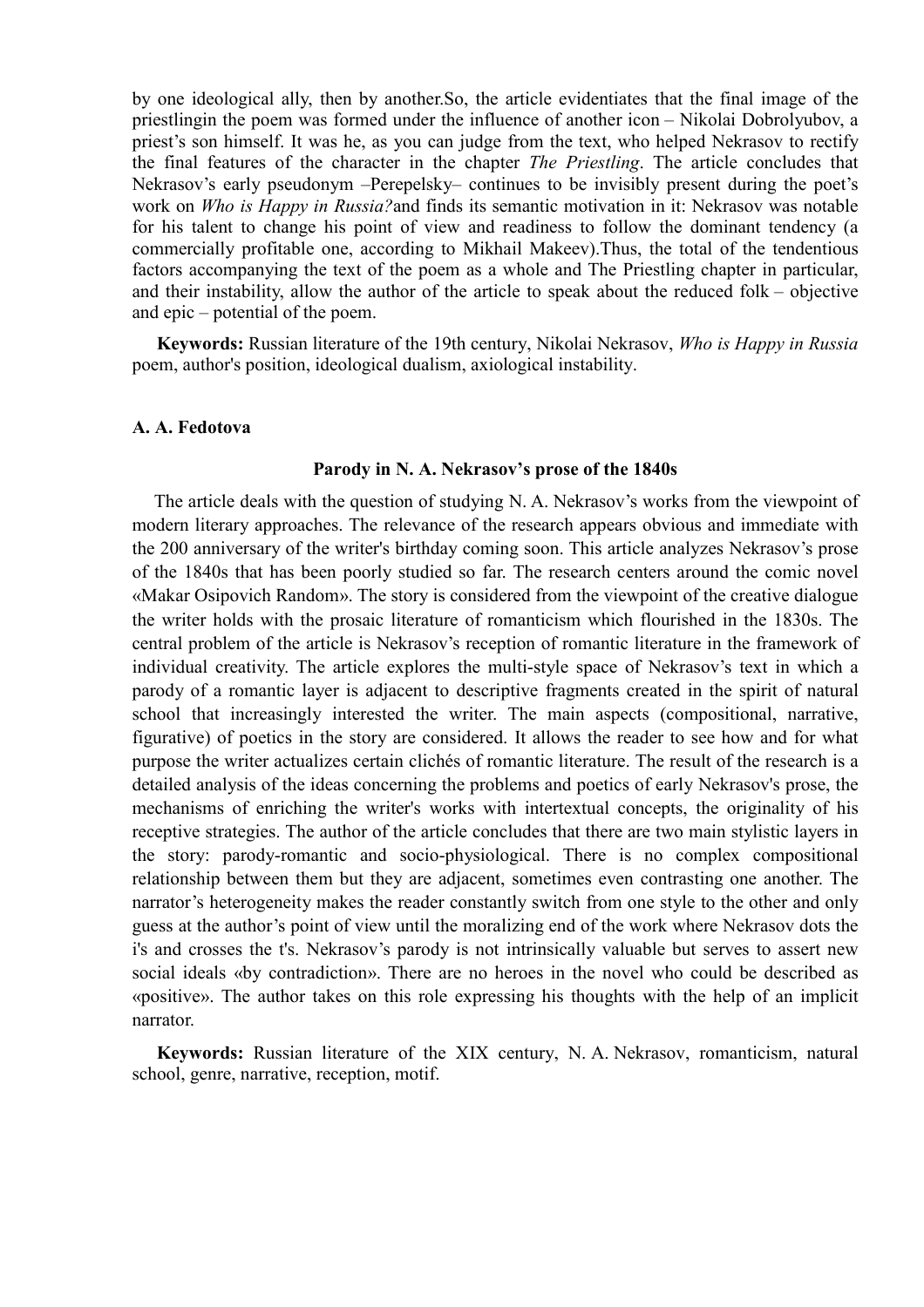by one ideological ally, then by another.So, the article evidentiates that the final image of the priestlingin the poem was formed under the influence of another icon – Nikolai Dobrolyubov, a priest's son himself. It was he, as you can judge from the text, who helped Nekrasov to rectify the final features of the character in the chapter *The Priestling*. The article concludes that Nekrasov's early pseudonym –Perepelsky– continues to be invisibly present during the poet's work on *Who is Happy in Russia?*and finds its semantic motivation in it: Nekrasov was notable for his talent to change his point of view and readiness to follow the dominant tendency (a commercially profitable one, according to Mikhail Makeev).Thus, the total of the tendentious factors accompanying the text of the poem as a whole and The Priestling chapter in particular, and their instability, allow the author of the article to speak about the reduced folk – objective and epic – potential of the poem.

**Keywords:** Russian literature of the 19th century, Nikolai Nekrasov, *Who is Happy in Russia* poem, author's position, ideological dualism, axiological instability.

**A. A. Fedotova**

### Parody in N. A. Nekrasov's prose of the 1840s

The article deals with the question of studying N. A. Nekrasov's works from the viewpoint of modern literary approaches. The relevance of the research appears obvious and immediate with the 200 anniversary of the writer's birthday coming soon. This article analyzes Nekrasov's prose of the 1840s that has been poorly studied so far. The research centers around the comic novel «Makar Osipovich Random». The story is considered from the viewpoint of the creative dialogue the writer holds with the prosaic literature of romanticism which flourished in the 1830s. The central problem of the article is Nekrasov's reception of romantic literature in the framework of individual creativity. The article explores the multi-style space of Nekrasov's text in which a parody of a romantic layer is adjacent to descriptive fragments created in the spirit of natural school that increasingly interested the writer. The main aspects (compositional, narrative, figurative) of poetics in the story are considered. It allows the reader to see how and for what purpose the writer actualizes certain clichés of romantic literature. The result of the research is a detailed analysis of the ideas concerning the problems and poetics of early Nekrasov's prose, the mechanisms of enriching the writer's works with intertextual concepts, the originality of his receptive strategies. The author of the article concludes that there are two main stylistic layers in the story: parody-romantic and socio-physiological. There is no complex compositional relationship between them but they are adjacent, sometimes even contrasting one another. The narrator's heterogeneity makes the reader constantly switch from one style to the other and only guess at the author's point of view until the moralizing end of the work where Nekrasov dots the i's and crosses the t's. Nekrasov's parody is not intrinsically valuable but serves to assert new social ideals «by contradiction». There are no heroes in the novel who could be described as «positive». The author takes on this role expressing his thoughts with the help of an implicit narrator.

**Keywords:** Russian literature of the XIX century, N. A. Nekrasov, romanticism, natural school, genre, narrative, reception, motif.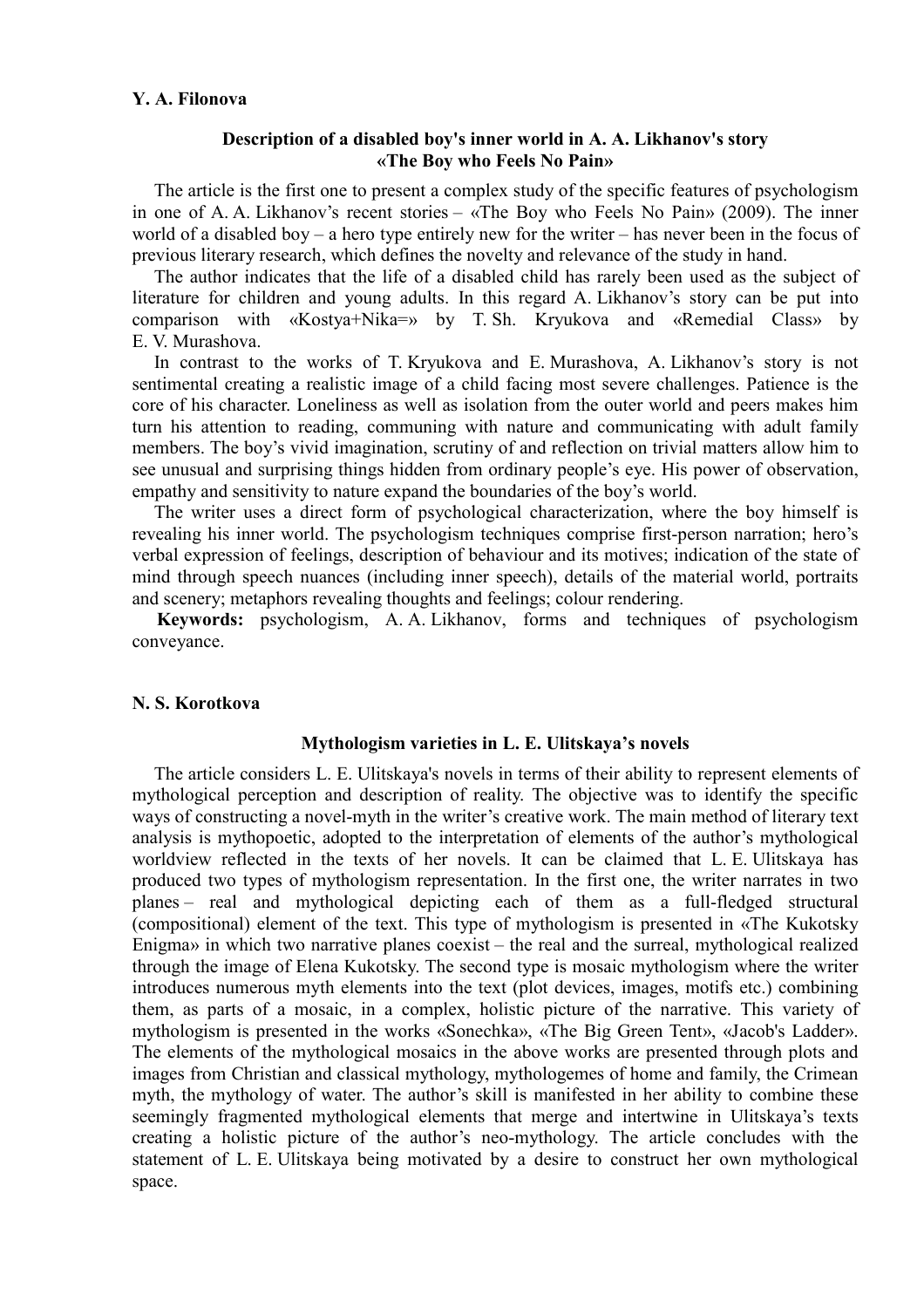**Y. A. Filonova**

## Description of a disabled boy's inner world in A. A. Likhanov's story «The Boy who Feels No Pain»

The article is the first one to present a complex study of the specific features of psychologism in one of A. A. Likhanov’s recent stories – «The Boy who Feels No Pain» (2009). The inner world of a disabled boy – a hero type entirely new for the writer – has never been in the focus of previous literary research, which defines the novelty and relevance of the study in hand.

The author indicates that the life of a disabled child has rarely been used as the subject of literature for children and young adults. In this regard A. Likhanov’s story can be put into comparison with «Kostya+Nika=» by T. Sh. Kryukova and «Remedial Class» by E. V. Murashova.

In contrast to the works of T. Kryukova and E. Murashova, A. Likhanov’s story is not sentimental creating a realistic image of a child facing most severe challenges. Patience is the core of his character. Loneliness as well as isolation from the outer world and peers makes him turn his attention to reading, communing with nature and communicating with adult family members. The boy’s vivid imagination, scrutiny of and reflection on trivial matters allow him to see unusual and surprising things hidden from ordinary people’s eye. His power of observation, empathy and sensitivity to nature expand the boundaries of the boy’s world.

The writer uses a direct form of psychological characterization, where the boy himself is revealing his inner world. The psychologism techniques comprise first-person narration; hero’s verbal expression of feelings, description of behaviour and its motives; indication of the state of mind through speech nuances (including inner speech), details of the material world, portraits and scenery; metaphors revealing thoughts and feelings; colour rendering.

**Keywords:** psychologism, A. A. Likhanov, forms and techniques of psychologism conveyance.

**N. S. Korotkova**

## Mythologism varieties in L. E. Ulitskaya’s novels

The article considers L. E. Ulitskaya's novels in terms of their ability to represent elements of mythological perception and description of reality. The objective was to identify the specific ways of constructing a novel-myth in the writer’s creative work. The main method of literary text analysis is mythopoetic, adopted to the interpretation of elements of the author’s mythological worldview reflected in the texts of her novels. It can be claimed that L. E. Ulitskaya has produced two types of mythologism representation. In the first one, the writer narrates in two planes – real and mythological depicting each of them as a full-fledged structural (compositional) element of the text. This type of mythologism is presented in «The Kukotsky Enigma» in which two narrative planes coexist – the real and the surreal, mythological realized through the image of Elena Kukotsky. The second type is mosaic mythologism where the writer introduces numerous myth elements into the text (plot devices, images, motifs etc.) combining them, as parts of a mosaic, in a complex, holistic picture of the narrative. This variety of mythologism is presented in the works «Sonechka», «The Big Green Tent», «Jacob's Ladder». The elements of the mythological mosaics in the above works are presented through plots and images from Christian and classical mythology, mythologemes of home and family, the Crimean myth, the mythology of water. The author’s skill is manifested in her ability to combine these seemingly fragmented mythological elements that merge and intertwine in Ulitskaya’s texts creating a holistic picture of the author’s neo-mythology. The article concludes with the statement of L. E. Ulitskaya being motivated by a desire to construct her own mythological space.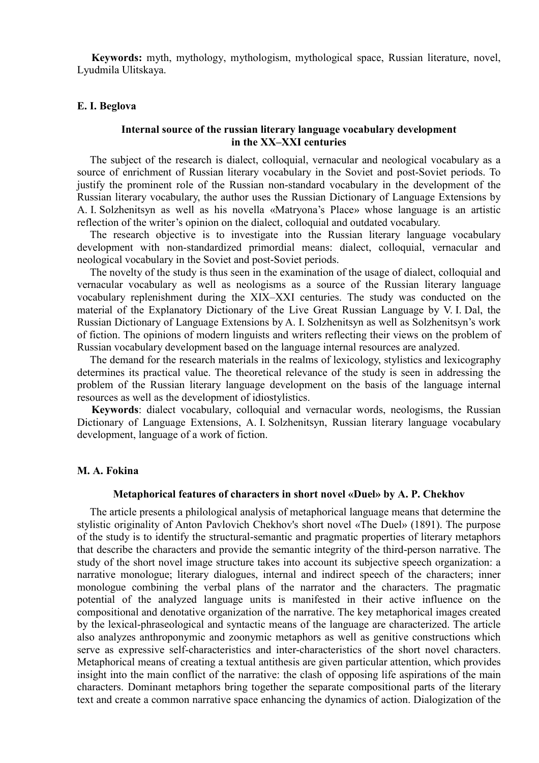**Keywords:** myth, mythology, mythologism, mythological space, Russian literature, novel, Lyudmila Ulitskaya.

### E. I. Beglova

#### Internal source of the russian literary language vocabulary development in the XX–XXI centuries

The subject of the research is dialect, colloquial, vernacular and neological vocabulary as a source of enrichment of Russian literary vocabulary in the Soviet and post-Soviet periods. To justify the prominent role of the Russian non-standard vocabulary in the development of the Russian literary vocabulary, the author uses the Russian Dictionary of Language Extensions by A. I. Solzhenitsyn as well as his novella «Matryona's Place» whose language is an artistic reflection of the writer's opinion on the dialect, colloquial and outdated vocabulary.

The research objective is to investigate into the Russian literary language vocabulary development with non-standardized primordial means: dialect, colloquial, vernacular and neological vocabulary in the Soviet and post-Soviet periods.

The novelty of the study is thus seen in the examination of the usage of dialect, colloquial and vernacular vocabulary as well as neologisms as a source of the Russian literary language vocabulary replenishment during the XIX–XXI centuries. The study was conducted on the material of the Explanatory Dictionary of the Live Great Russian Language by V. I. Dal, the Russian Dictionary of Language Extensions by A. I. Solzhenitsyn as well as Solzhenitsyn's work of fiction. The opinions of modern linguists and writers reflecting their views on the problem of Russian vocabulary development based on the language internal resources are analyzed.

The demand for the research materials in the realms of lexicology, stylistics and lexicography determines its practical value. The theoretical relevance of the study is seen in addressing the problem of the Russian literary language development on the basis of the language internal resources as well as the development of idiostylistics.

**Keywords**: dialect vocabulary, colloquial and vernacular words, neologisms, the Russian Dictionary of Language Extensions, A. I. Solzhenitsyn, Russian literary language vocabulary development, language of a work of fiction.

### M. A. Fokina

#### Metaphorical features of characters in short novel «Duel» by A. P. Chekhov

The article presents a philological analysis of metaphorical language means that determine the stylistic originality of Anton Pavlovich Chekhov's short novel «The Duel» (1891). The purpose of the study is to identify the structural-semantic and pragmatic properties of literary metaphors that describe the characters and provide the semantic integrity of the third-person narrative. The study of the short novel image structure takes into account its subjective speech organization: a narrative monologue; literary dialogues, internal and indirect speech of the characters; inner monologue combining the verbal plans of the narrator and the characters. The pragmatic potential of the analyzed language units is manifested in their active influence on the compositional and denotative organization of the narrative. The key metaphorical images created by the lexical-phraseological and syntactic means of the language are characterized. The article also analyzes anthroponymic and zoonymic metaphors as well as genitive constructions which serve as expressive self-characteristics and inter-characteristics of the short novel characters. Metaphorical means of creating a textual antithesis are given particular attention, which provides insight into the main conflict of the narrative: the clash of opposing life aspirations of the main characters. Dominant metaphors bring together the separate compositional parts of the literary text and create a common narrative space enhancing the dynamics of action. Dialogization of the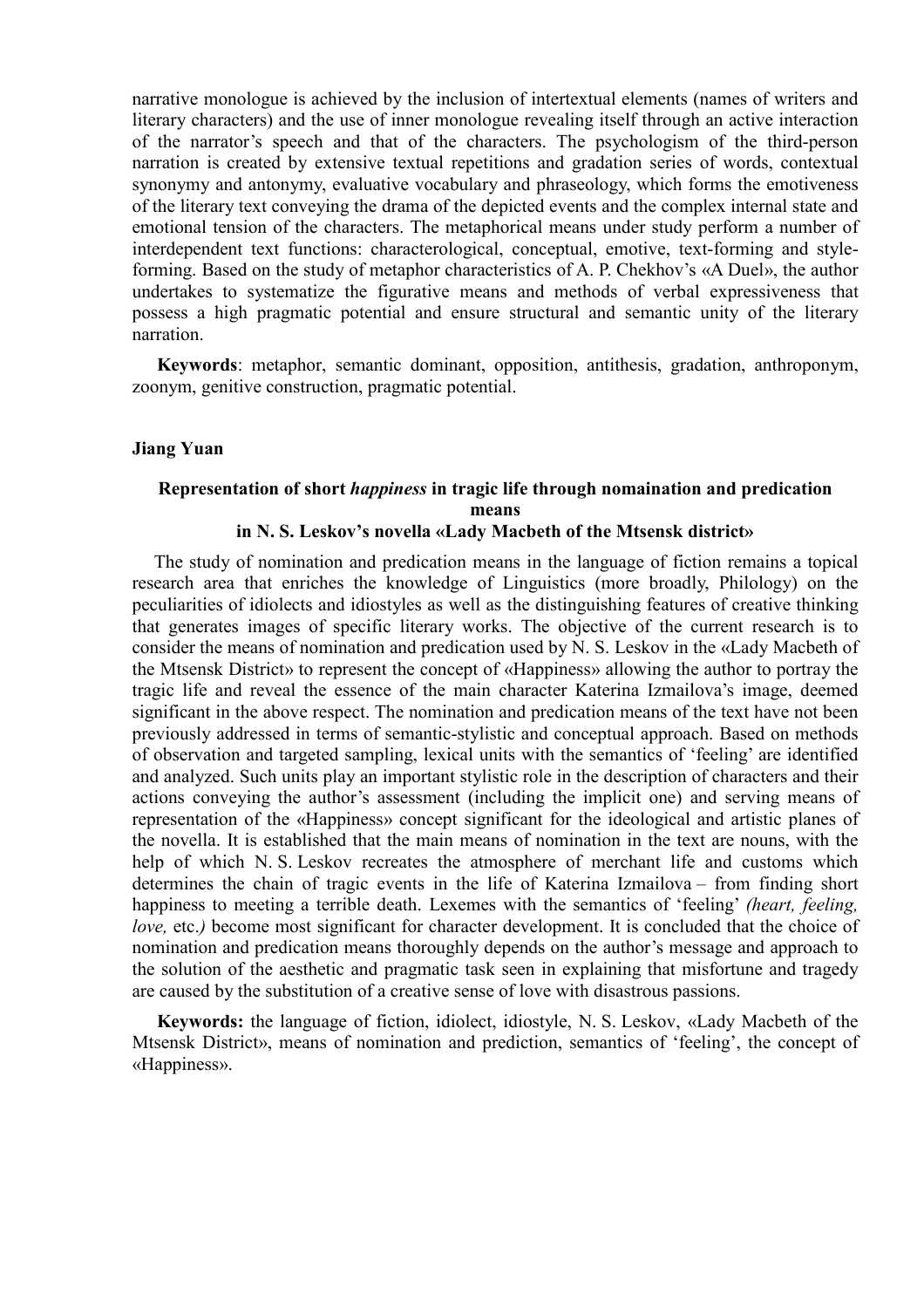narrative monologue is achieved by the inclusion of intertextual elements (names of writers and literary characters) and the use of inner monologue revealing itself through an active interaction of the narrator's speech and that of the characters. The psychologism of the third-person narration is created by extensive textual repetitions and gradation series of words, contextual synonymy and antonymy, evaluative vocabulary and phraseology, which forms the emotiveness of the literary text conveying the drama of the depicted events and the complex internal state and emotional tension of the characters. The metaphorical means under study perform a number of interdependent text functions: characterological, conceptual, emotive, text-forming and style-forming. Based on the study of metaphor characteristics of A. P. Chekhov's «A Duel», the author undertakes to systematize the figurative means and methods of verbal expressiveness that possess a high pragmatic potential and ensure structural and semantic unity of the literary narration.

**Keywords**: metaphor, semantic dominant, opposition, antithesis, gradation, anthroponym, zoonym, genitive construction, pragmatic potential.

**Jiang Yuan**

### Representation of short *happiness* in tragic life through nomaination and predication means in N. S. Leskov's novella «Lady Macbeth of the Mtsensk district»

The study of nomination and predication means in the language of fiction remains a topical research area that enriches the knowledge of Linguistics (more broadly, Philology) on the peculiarities of idiolects and idiostyles as well as the distinguishing features of creative thinking that generates images of specific literary works. The objective of the current research is to consider the means of nomination and predication used by N. S. Leskov in the «Lady Macbeth of the Mtsensk District» to represent the concept of «Happiness» allowing the author to portray the tragic life and reveal the essence of the main character Katerina Izmailova's image, deemed significant in the above respect. The nomination and predication means of the text have not been previously addressed in terms of semantic-stylistic and conceptual approach. Based on methods of observation and targeted sampling, lexical units with the semantics of 'feeling' are identified and analyzed. Such units play an important stylistic role in the description of characters and their actions conveying the author's assessment (including the implicit one) and serving means of representation of the «Happiness» concept significant for the ideological and artistic planes of the novella. It is established that the main means of nomination in the text are nouns, with the help of which N. S. Leskov recreates the atmosphere of merchant life and customs which determines the chain of tragic events in the life of Katerina Izmailova – from finding short happiness to meeting a terrible death. Lexemes with the semantics of 'feeling' *(heart, feeling, love,* etc.*)* become most significant for character development. It is concluded that the choice of nomination and predication means thoroughly depends on the author's message and approach to the solution of the aesthetic and pragmatic task seen in explaining that misfortune and tragedy are caused by the substitution of a creative sense of love with disastrous passions.

**Keywords:** the language of fiction, idiolect, idiostyle, N. S. Leskov, «Lady Macbeth of the Mtsensk District», means of nomination and prediction, semantics of 'feeling', the concept of «Happiness».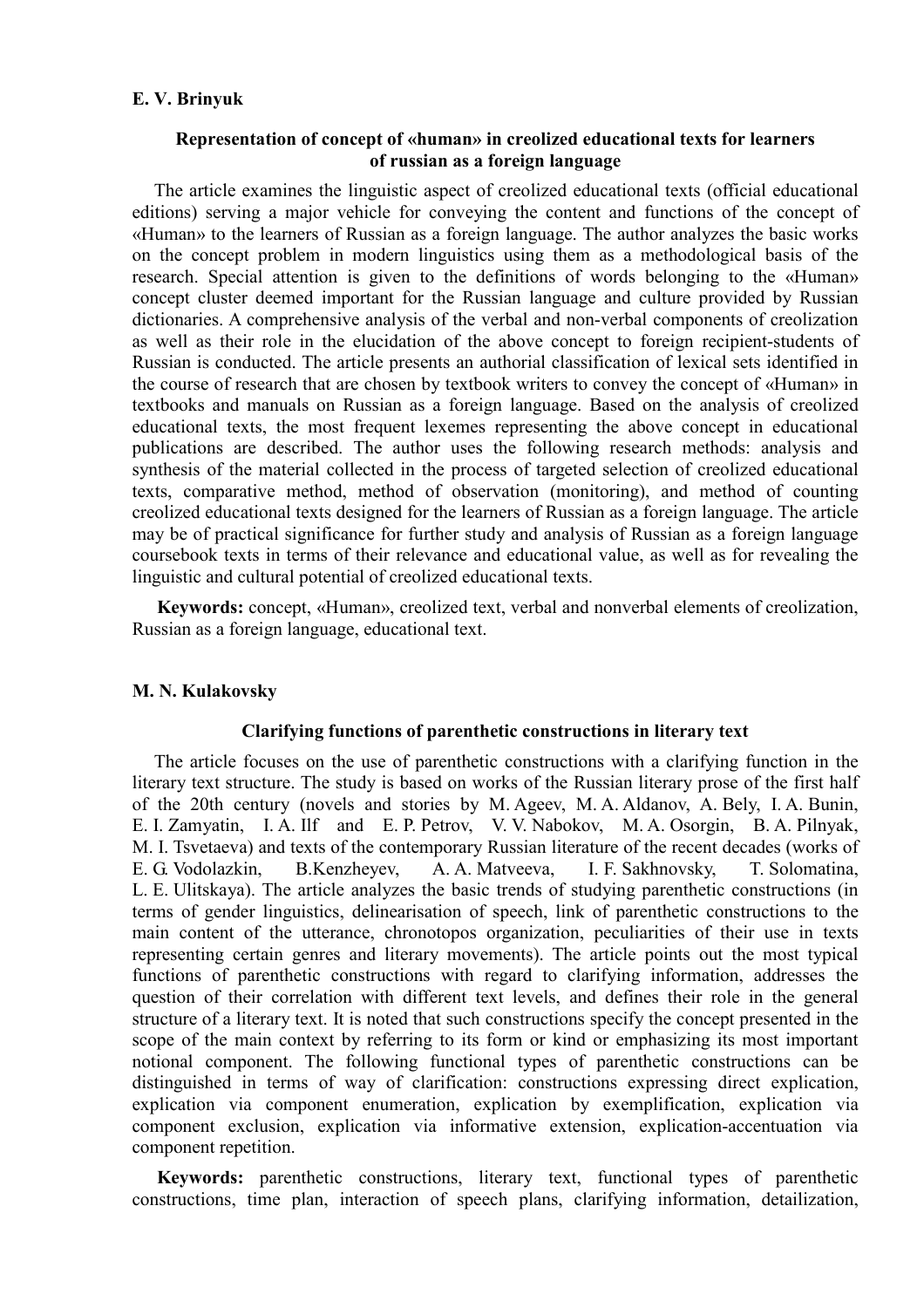**E. V. Brinyuk**

### Representation of concept of «human» in creolized educational texts for learners of russian as a foreign language

The article examines the linguistic aspect of creolized educational texts (official educational editions) serving a major vehicle for conveying the content and functions of the concept of «Human» to the learners of Russian as a foreign language. The author analyzes the basic works on the concept problem in modern linguistics using them as a methodological basis of the research. Special attention is given to the definitions of words belonging to the «Human» concept cluster deemed important for the Russian language and culture provided by Russian dictionaries. A comprehensive analysis of the verbal and non-verbal components of creolization as well as their role in the elucidation of the above concept to foreign recipient-students of Russian is conducted. The article presents an authorial classification of lexical sets identified in the course of research that are chosen by textbook writers to convey the concept of «Human» in textbooks and manuals on Russian as a foreign language. Based on the analysis of creolized educational texts, the most frequent lexemes representing the above concept in educational publications are described. The author uses the following research methods: analysis and synthesis of the material collected in the process of targeted selection of creolized educational texts, comparative method, method of observation (monitoring), and method of counting creolized educational texts designed for the learners of Russian as a foreign language. The article may be of practical significance for further study and analysis of Russian as a foreign language coursebook texts in terms of their relevance and educational value, as well as for revealing the linguistic and cultural potential of creolized educational texts.

**Keywords:** concept, «Human», creolized text, verbal and nonverbal elements of creolization, Russian as a foreign language, educational text.

**M. N. Kulakovsky**

### Clarifying functions of parenthetic constructions in literary text

The article focuses on the use of parenthetic constructions with a clarifying function in the literary text structure. The study is based on works of the Russian literary prose of the first half of the 20th century (novels and stories by M. Ageev, M. A. Aldanov, A. Bely, I. A. Bunin, E. I. Zamyatin, I. A. Ilf and E. P. Petrov, V. V. Nabokov, M. A. Osorgin, B. A. Pilnyak, M. I. Tsvetaeva) and texts of the contemporary Russian literature of the recent decades (works of E. G. Vodolazkin, B.Kenzheyev, A. A. Matveeva, I. F. Sakhnovsky, T. Solomatina, L. E. Ulitskaya). The article analyzes the basic trends of studying parenthetic constructions (in terms of gender linguistics, delinearisation of speech, link of parenthetic constructions to the main content of the utterance, chronotopos organization, peculiarities of their use in texts representing certain genres and literary movements). The article points out the most typical functions of parenthetic constructions with regard to clarifying information, addresses the question of their correlation with different text levels, and defines their role in the general structure of a literary text. It is noted that such constructions specify the concept presented in the scope of the main context by referring to its form or kind or emphasizing its most important notional component. The following functional types of parenthetic constructions can be distinguished in terms of way of clarification: constructions expressing direct explication, explication via component enumeration, explication by exemplification, explication via component exclusion, explication via informative extension, explication-accentuation via component repetition.

**Keywords:** parenthetic constructions, literary text, functional types of parenthetic constructions, time plan, interaction of speech plans, clarifying information, detailization,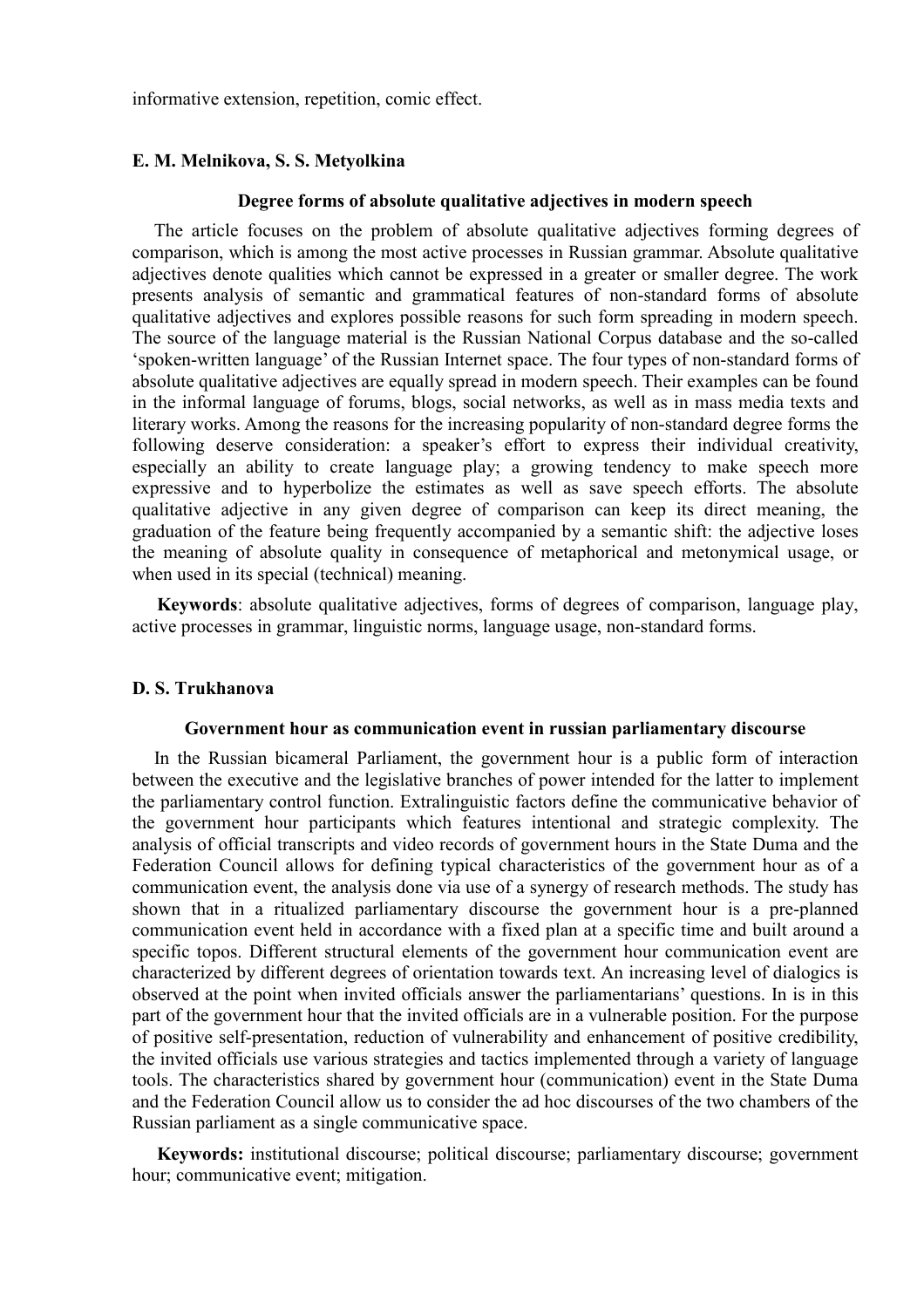informative extension, repetition, comic effect.

**E. M. Melnikova, S. S. Metyolkina**

### Degree forms of absolute qualitative adjectives in modern speech

The article focuses on the problem of absolute qualitative adjectives forming degrees of comparison, which is among the most active processes in Russian grammar. Absolute qualitative adjectives denote qualities which cannot be expressed in a greater or smaller degree. The work presents analysis of semantic and grammatical features of non-standard forms of absolute qualitative adjectives and explores possible reasons for such form spreading in modern speech. The source of the language material is the Russian National Corpus database and the so-called 'spoken-written language' of the Russian Internet space. The four types of non-standard forms of absolute qualitative adjectives are equally spread in modern speech. Their examples can be found in the informal language of forums, blogs, social networks, as well as in mass media texts and literary works. Among the reasons for the increasing popularity of non-standard degree forms the following deserve consideration: a speaker's effort to express their individual creativity, especially an ability to create language play; a growing tendency to make speech more expressive and to hyperbolize the estimates as well as save speech efforts. The absolute qualitative adjective in any given degree of comparison can keep its direct meaning, the graduation of the feature being frequently accompanied by a semantic shift: the adjective loses the meaning of absolute quality in consequence of metaphorical and metonymical usage, or when used in its special (technical) meaning.

**Keywords**: absolute qualitative adjectives, forms of degrees of comparison, language play, active processes in grammar, linguistic norms, language usage, non-standard forms.

**D. S. Trukhanova**

### Government hour as communication event in russian parliamentary discourse

In the Russian bicameral Parliament, the government hour is a public form of interaction between the executive and the legislative branches of power intended for the latter to implement the parliamentary control function. Extralinguistic factors define the communicative behavior of the government hour participants which features intentional and strategic complexity. The analysis of official transcripts and video records of government hours in the State Duma and the Federation Council allows for defining typical characteristics of the government hour as of a communication event, the analysis done via use of a synergy of research methods. The study has shown that in a ritualized parliamentary discourse the government hour is a pre-planned communication event held in accordance with a fixed plan at a specific time and built around a specific topos. Different structural elements of the government hour communication event are characterized by different degrees of orientation towards text. An increasing level of dialogics is observed at the point when invited officials answer the parliamentarians' questions. In is in this part of the government hour that the invited officials are in a vulnerable position. For the purpose of positive self-presentation, reduction of vulnerability and enhancement of positive credibility, the invited officials use various strategies and tactics implemented through a variety of language tools. The characteristics shared by government hour (communication) event in the State Duma and the Federation Council allow us to consider the ad hoc discourses of the two chambers of the Russian parliament as a single communicative space.

**Keywords:** institutional discourse; political discourse; parliamentary discourse; government hour; communicative event; mitigation.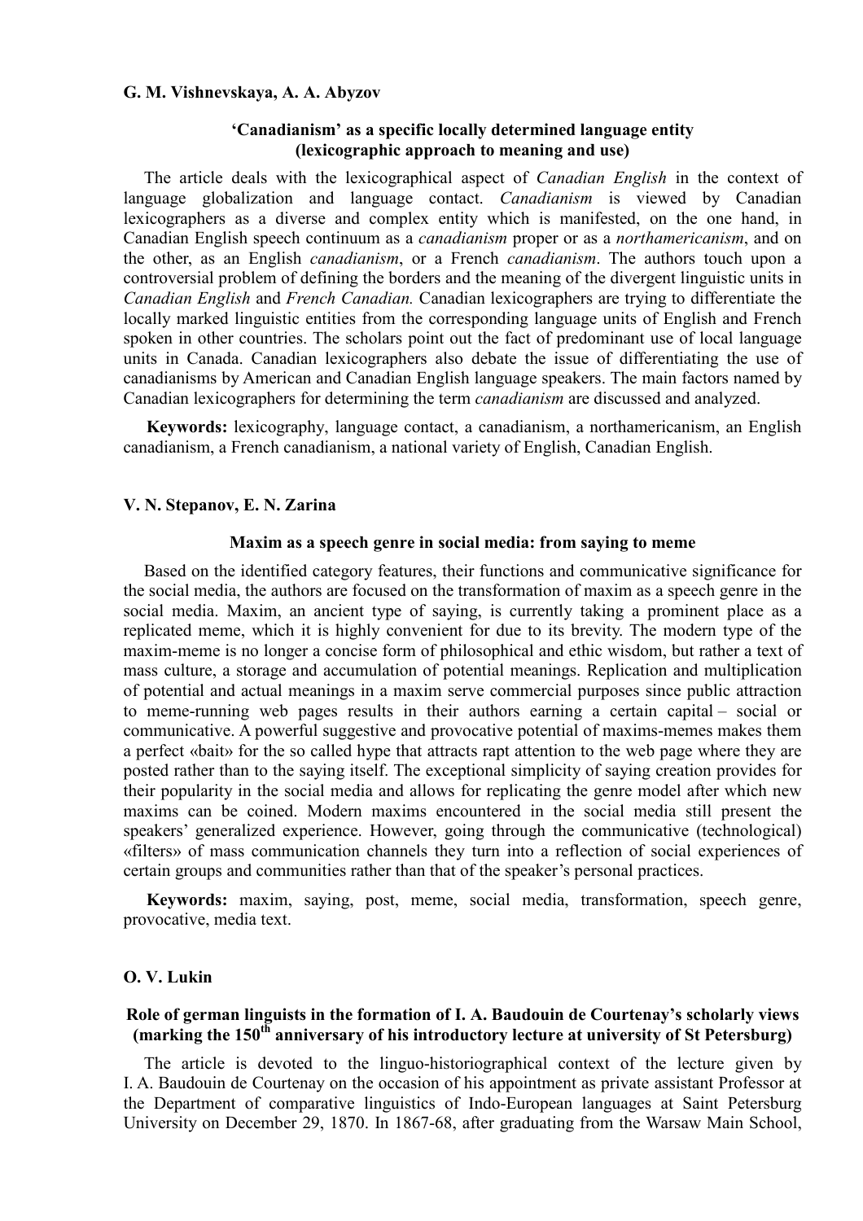**G. M. Vishnevskaya, A. A. Abyzov**

### ‘Canadianism’ as a specific locally determined language entity (lexicographic approach to meaning and use)

The article deals with the lexicographical aspect of *Canadian English* in the context of language globalization and language contact. *Canadianism* is viewed by Canadian lexicographers as a diverse and complex entity which is manifested, on the one hand, in Canadian English speech continuum as a *canadianism* proper or as a *northamericanism*, and on the other, as an English *canadianism*, or a French *canadianism*. The authors touch upon a controversial problem of defining the borders and the meaning of the divergent linguistic units in *Canadian English* and *French Canadian.* Canadian lexicographers are trying to differentiate the locally marked linguistic entities from the corresponding language units of English and French spoken in other countries. The scholars point out the fact of predominant use of local language units in Canada. Canadian lexicographers also debate the issue of differentiating the use of canadianisms by American and Canadian English language speakers. The main factors named by Canadian lexicographers for determining the term *canadianism* are discussed and analyzed.

**Keywords:** lexicography, language contact, a canadianism, a northamericanism, an English canadianism, a French canadianism, a national variety of English, Canadian English.

**V. N. Stepanov, E. N. Zarina**

### Maxim as a speech genre in social media: from saying to meme

Based on the identified category features, their functions and communicative significance for the social media, the authors are focused on the transformation of maxim as a speech genre in the social media. Maxim, an ancient type of saying, is currently taking a prominent place as a replicated meme, which it is highly convenient for due to its brevity. The modern type of the maxim-meme is no longer a concise form of philosophical and ethic wisdom, but rather a text of mass culture, a storage and accumulation of potential meanings. Replication and multiplication of potential and actual meanings in a maxim serve commercial purposes since public attraction to meme-running web pages results in their authors earning a certain capital – social or communicative. A powerful suggestive and provocative potential of maxims-memes makes them a perfect «bait» for the so called hype that attracts rapt attention to the web page where they are posted rather than to the saying itself. The exceptional simplicity of saying creation provides for their popularity in the social media and allows for replicating the genre model after which new maxims can be coined. Modern maxims encountered in the social media still present the speakers’ generalized experience. However, going through the communicative (technological) «filters» of mass communication channels they turn into a reflection of social experiences of certain groups and communities rather than that of the speaker’s personal practices.

**Keywords:** maxim, saying, post, meme, social media, transformation, speech genre, provocative, media text.

**O. V. Lukin**

### Role of german linguists in the formation of I. A. Baudouin de Courtenay’s scholarly views (marking the 150th anniversary of his introductory lecture at university of St Petersburg)

The article is devoted to the linguo-historiographical context of the lecture given by I. A. Baudouin de Courtenay on the occasion of his appointment as private assistant Professor at the Department of comparative linguistics of Indo-European languages at Saint Petersburg University on December 29, 1870. In 1867-68, after graduating from the Warsaw Main School,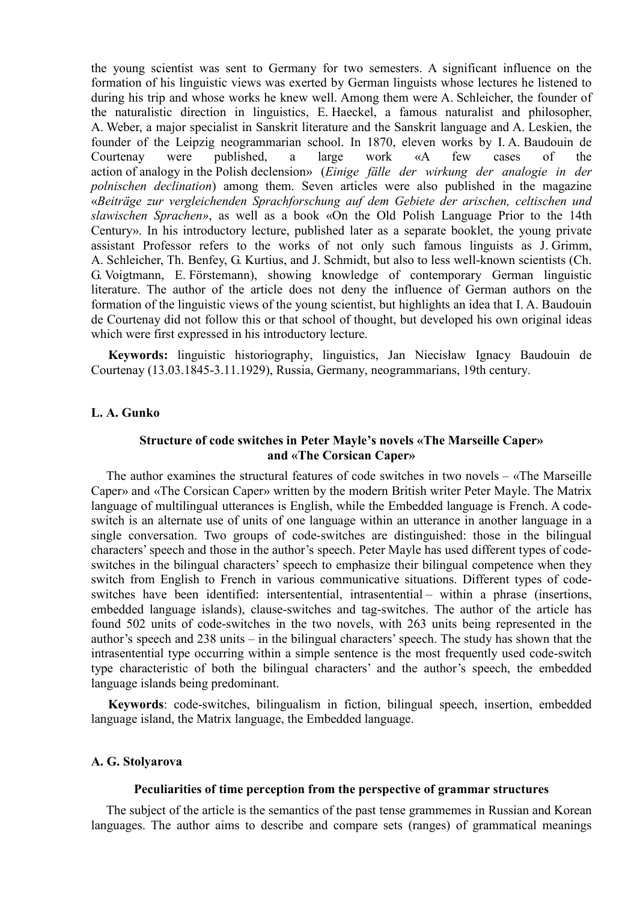the young scientist was sent to Germany for two semesters. A significant influence on the formation of his linguistic views was exerted by German linguists whose lectures he listened to during his trip and whose works he knew well. Among them were A. Schleicher, the founder of the naturalistic direction in linguistics, E. Haeckel, a famous naturalist and philosopher, A. Weber, a major specialist in Sanskrit literature and the Sanskrit language and A. Leskien, the founder of the Leipzig neogrammarian school. In 1870, eleven works by I. A. Baudouin de Courtenay were published, a large work «A few cases of the action of analogy in the Polish declension» (*Einige fälle der wirkung der analogie in der polnischen declination*) among them. Seven articles were also published in the magazine «*Beiträge zur vergleichenden Sprachforschung auf dem Gebiete der arischen, celtischen und slawischen Sprachen*», as well as a book «On the Old Polish Language Prior to the 14th Century». In his introductory lecture, published later as a separate booklet, the young private assistant Professor refers to the works of not only such famous linguists as J. Grimm, A. Schleicher, Th. Benfey, G. Kurtius, and J. Schmidt, but also to less well-known scientists (Ch. G. Voigtmann, E. Förstemann), showing knowledge of contemporary German linguistic literature. The author of the article does not deny the influence of German authors on the formation of the linguistic views of the young scientist, but highlights an idea that I. A. Baudouin de Courtenay did not follow this or that school of thought, but developed his own original ideas which were first expressed in his introductory lecture.

**Keywords:** linguistic historiography, linguistics, Jan Niecisław Ignacy Baudouin de Courtenay (13.03.1845-3.11.1929), Russia, Germany, neogrammarians, 19th century.

**L. A. Gunko**

### Structure of code switches in Peter Mayle's novels «The Marseille Caper» and «The Corsican Caper»

The author examines the structural features of code switches in two novels – «The Marseille Caper» and «The Corsican Caper» written by the modern British writer Peter Mayle. The Matrix language of multilingual utterances is English, while the Embedded language is French. A code-switch is an alternate use of units of one language within an utterance in another language in a single conversation. Two groups of code-switches are distinguished: those in the bilingual characters' speech and those in the author's speech. Peter Mayle has used different types of code-switches in the bilingual characters' speech to emphasize their bilingual competence when they switch from English to French in various communicative situations. Different types of code-switches have been identified: intersentential, intrasentential – within a phrase (insertions, embedded language islands), clause-switches and tag-switches. The author of the article has found 502 units of code-switches in the two novels, with 263 units being represented in the author's speech and 238 units – in the bilingual characters' speech. The study has shown that the intrasentential type occurring within a simple sentence is the most frequently used code-switch type characteristic of both the bilingual characters' and the author's speech, the embedded language islands being predominant.

**Keywords**: code-switches, bilingualism in fiction, bilingual speech, insertion, embedded language island, the Matrix language, the Embedded language.

**A. G. Stolyarova**

### Peculiarities of time perception from the perspective of grammar structures

The subject of the article is the semantics of the past tense grammemes in Russian and Korean languages. The author aims to describe and compare sets (ranges) of grammatical meanings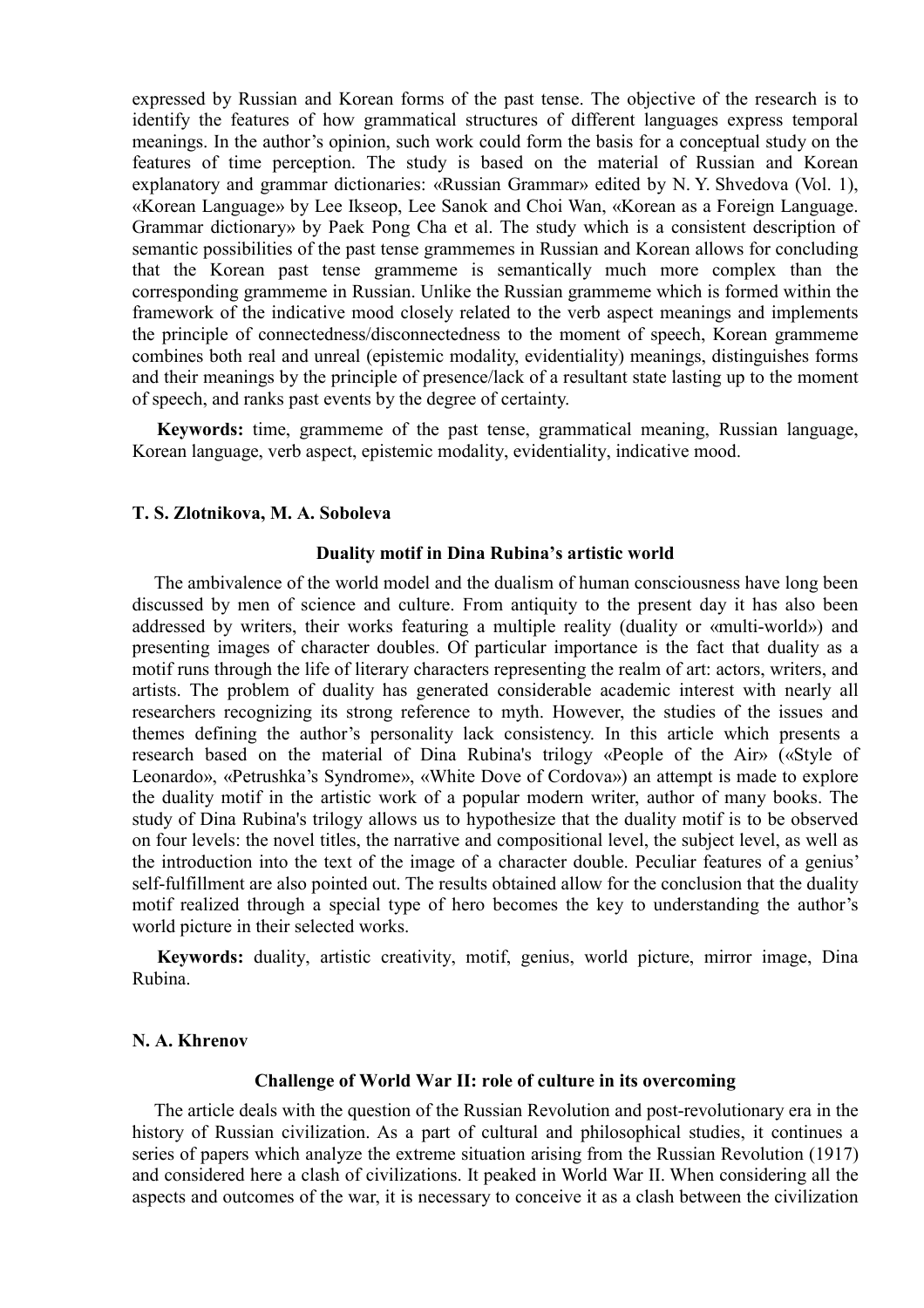expressed by Russian and Korean forms of the past tense. The objective of the research is to identify the features of how grammatical structures of different languages express temporal meanings. In the author's opinion, such work could form the basis for a conceptual study on the features of time perception. The study is based on the material of Russian and Korean explanatory and grammar dictionaries: «Russian Grammar» edited by N. Y. Shvedova (Vol. 1), «Korean Language» by Lee Ikseop, Lee Sanok and Choi Wan, «Korean as a Foreign Language. Grammar dictionary» by Paek Pong Cha et al. The study which is a consistent description of semantic possibilities of the past tense grammemes in Russian and Korean allows for concluding that the Korean past tense grammeme is semantically much more complex than the corresponding grammeme in Russian. Unlike the Russian grammeme which is formed within the framework of the indicative mood closely related to the verb aspect meanings and implements the principle of connectedness/disconnectedness to the moment of speech, Korean grammeme combines both real and unreal (epistemic modality, evidentiality) meanings, distinguishes forms and their meanings by the principle of presence/lack of a resultant state lasting up to the moment of speech, and ranks past events by the degree of certainty.

**Keywords:** time, grammeme of the past tense, grammatical meaning, Russian language, Korean language, verb aspect, epistemic modality, evidentiality, indicative mood.

**T. S. Zlotnikova, M. A. Soboleva**

### Duality motif in Dina Rubina's artistic world

The ambivalence of the world model and the dualism of human consciousness have long been discussed by men of science and culture. From antiquity to the present day it has also been addressed by writers, their works featuring a multiple reality (duality or «multi-world») and presenting images of character doubles. Of particular importance is the fact that duality as a motif runs through the life of literary characters representing the realm of art: actors, writers, and artists. The problem of duality has generated considerable academic interest with nearly all researchers recognizing its strong reference to myth. However, the studies of the issues and themes defining the author's personality lack consistency. In this article which presents a research based on the material of Dina Rubina's trilogy «People of the Air» («Style of Leonardo», «Petrushka's Syndrome», «White Dove of Cordova») an attempt is made to explore the duality motif in the artistic work of a popular modern writer, author of many books. The study of Dina Rubina's trilogy allows us to hypothesize that the duality motif is to be observed on four levels: the novel titles, the narrative and compositional level, the subject level, as well as the introduction into the text of the image of a character double. Peculiar features of a genius' self-fulfillment are also pointed out. The results obtained allow for the conclusion that the duality motif realized through a special type of hero becomes the key to understanding the author's world picture in their selected works.

**Keywords:** duality, artistic creativity, motif, genius, world picture, mirror image, Dina Rubina.

**N. A. Khrenov**

### Challenge of World War II: role of culture in its overcoming

The article deals with the question of the Russian Revolution and post-revolutionary era in the history of Russian civilization. As a part of cultural and philosophical studies, it continues a series of papers which analyze the extreme situation arising from the Russian Revolution (1917) and considered here a clash of civilizations. It peaked in World War II. When considering all the aspects and outcomes of the war, it is necessary to conceive it as a clash between the civilization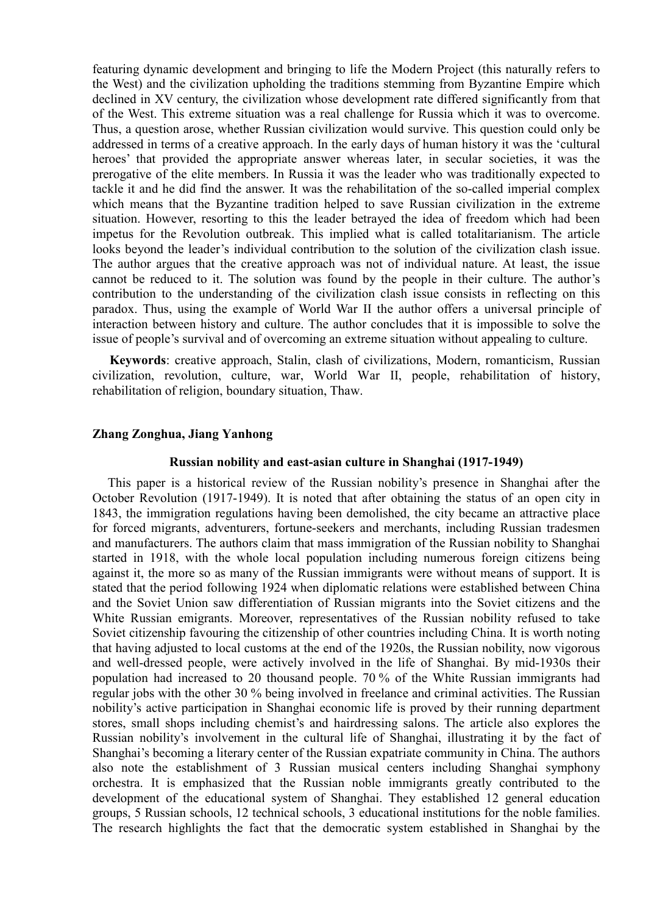featuring dynamic development and bringing to life the Modern Project (this naturally refers to the West) and the civilization upholding the traditions stemming from Byzantine Empire which declined in XV century, the civilization whose development rate differed significantly from that of the West. This extreme situation was a real challenge for Russia which it was to overcome. Thus, a question arose, whether Russian civilization would survive. This question could only be addressed in terms of a creative approach. In the early days of human history it was the 'cultural heroes' that provided the appropriate answer whereas later, in secular societies, it was the prerogative of the elite members. In Russia it was the leader who was traditionally expected to tackle it and he did find the answer. It was the rehabilitation of the so-called imperial complex which means that the Byzantine tradition helped to save Russian civilization in the extreme situation. However, resorting to this the leader betrayed the idea of freedom which had been impetus for the Revolution outbreak. This implied what is called totalitarianism. The article looks beyond the leader's individual contribution to the solution of the civilization clash issue. The author argues that the creative approach was not of individual nature. At least, the issue cannot be reduced to it. The solution was found by the people in their culture. The author's contribution to the understanding of the civilization clash issue consists in reflecting on this paradox. Thus, using the example of World War II the author offers a universal principle of interaction between history and culture. The author concludes that it is impossible to solve the issue of people's survival and of overcoming an extreme situation without appealing to culture.

**Keywords**: creative approach, Stalin, clash of civilizations, Modern, romanticism, Russian civilization, revolution, culture, war, World War II, people, rehabilitation of history, rehabilitation of religion, boundary situation, Thaw.

**Zhang Zonghua, Jiang Yanhong**

### Russian nobility and east-asian culture in Shanghai (1917-1949)

This paper is a historical review of the Russian nobility's presence in Shanghai after the October Revolution (1917-1949). It is noted that after obtaining the status of an open city in 1843, the immigration regulations having been demolished, the city became an attractive place for forced migrants, adventurers, fortune-seekers and merchants, including Russian tradesmen and manufacturers. The authors claim that mass immigration of the Russian nobility to Shanghai started in 1918, with the whole local population including numerous foreign citizens being against it, the more so as many of the Russian immigrants were without means of support. It is stated that the period following 1924 when diplomatic relations were established between China and the Soviet Union saw differentiation of Russian migrants into the Soviet citizens and the White Russian emigrants. Moreover, representatives of the Russian nobility refused to take Soviet citizenship favouring the citizenship of other countries including China. It is worth noting that having adjusted to local customs at the end of the 1920s, the Russian nobility, now vigorous and well-dressed people, were actively involved in the life of Shanghai. By mid-1930s their population had increased to 20 thousand people. 70 % of the White Russian immigrants had regular jobs with the other 30 % being involved in freelance and criminal activities. The Russian nobility's active participation in Shanghai economic life is proved by their running department stores, small shops including chemist's and hairdressing salons. The article also explores the Russian nobility's involvement in the cultural life of Shanghai, illustrating it by the fact of Shanghai's becoming a literary center of the Russian expatriate community in China. The authors also note the establishment of 3 Russian musical centers including Shanghai symphony orchestra. It is emphasized that the Russian noble immigrants greatly contributed to the development of the educational system of Shanghai. They established 12 general education groups, 5 Russian schools, 12 technical schools, 3 educational institutions for the noble families. The research highlights the fact that the democratic system established in Shanghai by the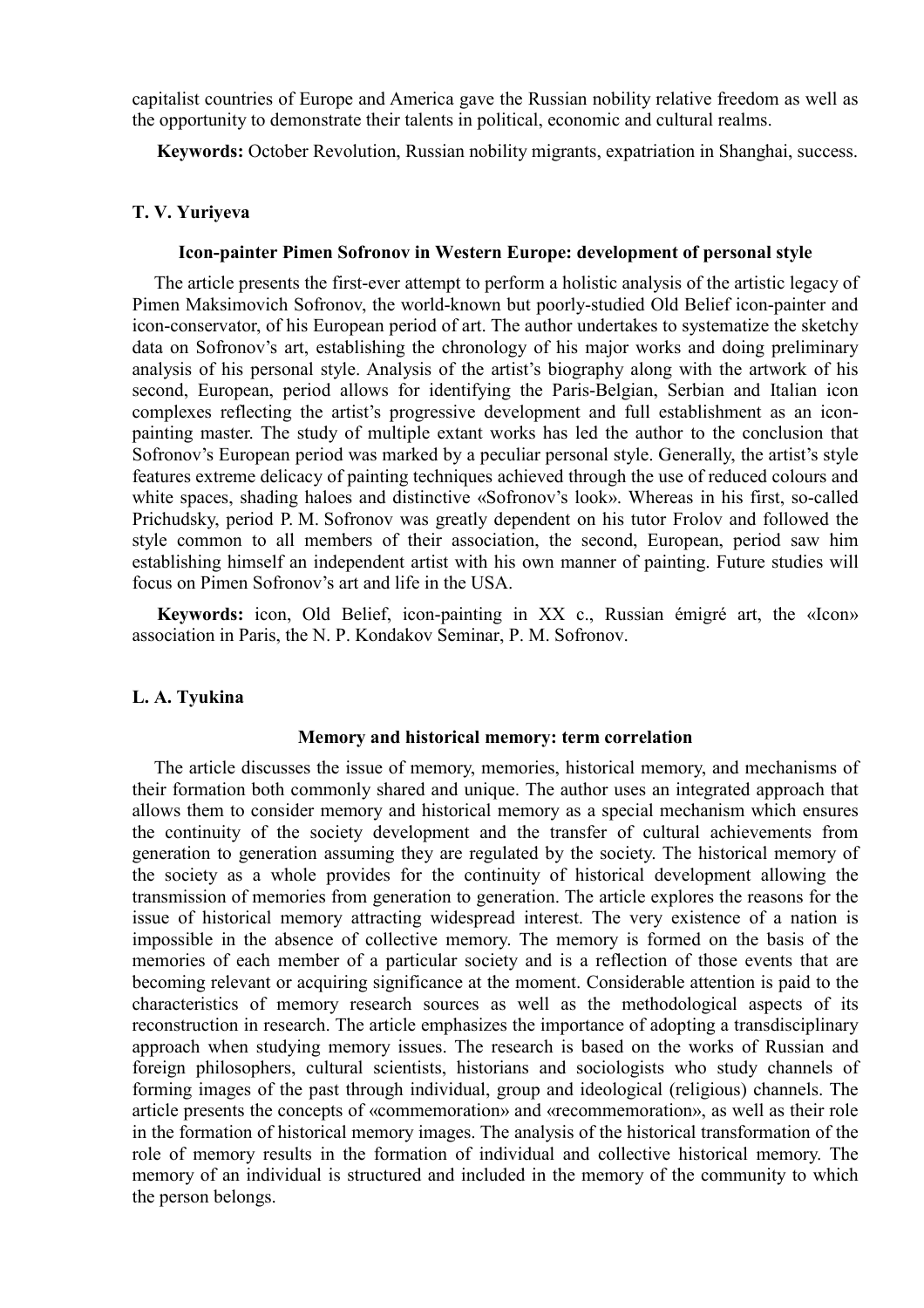capitalist countries of Europe and America gave the Russian nobility relative freedom as well as the opportunity to demonstrate their talents in political, economic and cultural realms.

**Keywords:** October Revolution, Russian nobility migrants, expatriation in Shanghai, success.

**T. V. Yuriyeva**

**Icon-painter Pimen Sofronov in Western Europe: development of personal style**

The article presents the first-ever attempt to perform a holistic analysis of the artistic legacy of Pimen Maksimovich Sofronov, the world-known but poorly-studied Old Belief icon-painter and icon-conservator, of his European period of art. The author undertakes to systematize the sketchy data on Sofronov's art, establishing the chronology of his major works and doing preliminary analysis of his personal style. Analysis of the artist's biography along with the artwork of his second, European, period allows for identifying the Paris-Belgian, Serbian and Italian icon complexes reflecting the artist's progressive development and full establishment as an icon-painting master. The study of multiple extant works has led the author to the conclusion that Sofronov's European period was marked by a peculiar personal style. Generally, the artist's style features extreme delicacy of painting techniques achieved through the use of reduced colours and white spaces, shading haloes and distinctive «Sofronov's look». Whereas in his first, so-called Prichudsky, period P. M. Sofronov was greatly dependent on his tutor Frolov and followed the style common to all members of their association, the second, European, period saw him establishing himself an independent artist with his own manner of painting. Future studies will focus on Pimen Sofronov's art and life in the USA.

**Keywords:** icon, Old Belief, icon-painting in XX c., Russian émigré art, the «Icon» association in Paris, the N. P. Kondakov Seminar, P. M. Sofronov.

**L. A. Tyukina**

**Memory and historical memory: term correlation**

The article discusses the issue of memory, memories, historical memory, and mechanisms of their formation both commonly shared and unique. The author uses an integrated approach that allows them to consider memory and historical memory as a special mechanism which ensures the continuity of the society development and the transfer of cultural achievements from generation to generation assuming they are regulated by the society. The historical memory of the society as a whole provides for the continuity of historical development allowing the transmission of memories from generation to generation. The article explores the reasons for the issue of historical memory attracting widespread interest. The very existence of a nation is impossible in the absence of collective memory. The memory is formed on the basis of the memories of each member of a particular society and is a reflection of those events that are becoming relevant or acquiring significance at the moment. Considerable attention is paid to the characteristics of memory research sources as well as the methodological aspects of its reconstruction in research. The article emphasizes the importance of adopting a transdisciplinary approach when studying memory issues. The research is based on the works of Russian and foreign philosophers, cultural scientists, historians and sociologists who study channels of forming images of the past through individual, group and ideological (religious) channels. The article presents the concepts of «commemoration» and «recommemoration», as well as their role in the formation of historical memory images. The analysis of the historical transformation of the role of memory results in the formation of individual and collective historical memory. The memory of an individual is structured and included in the memory of the community to which the person belongs.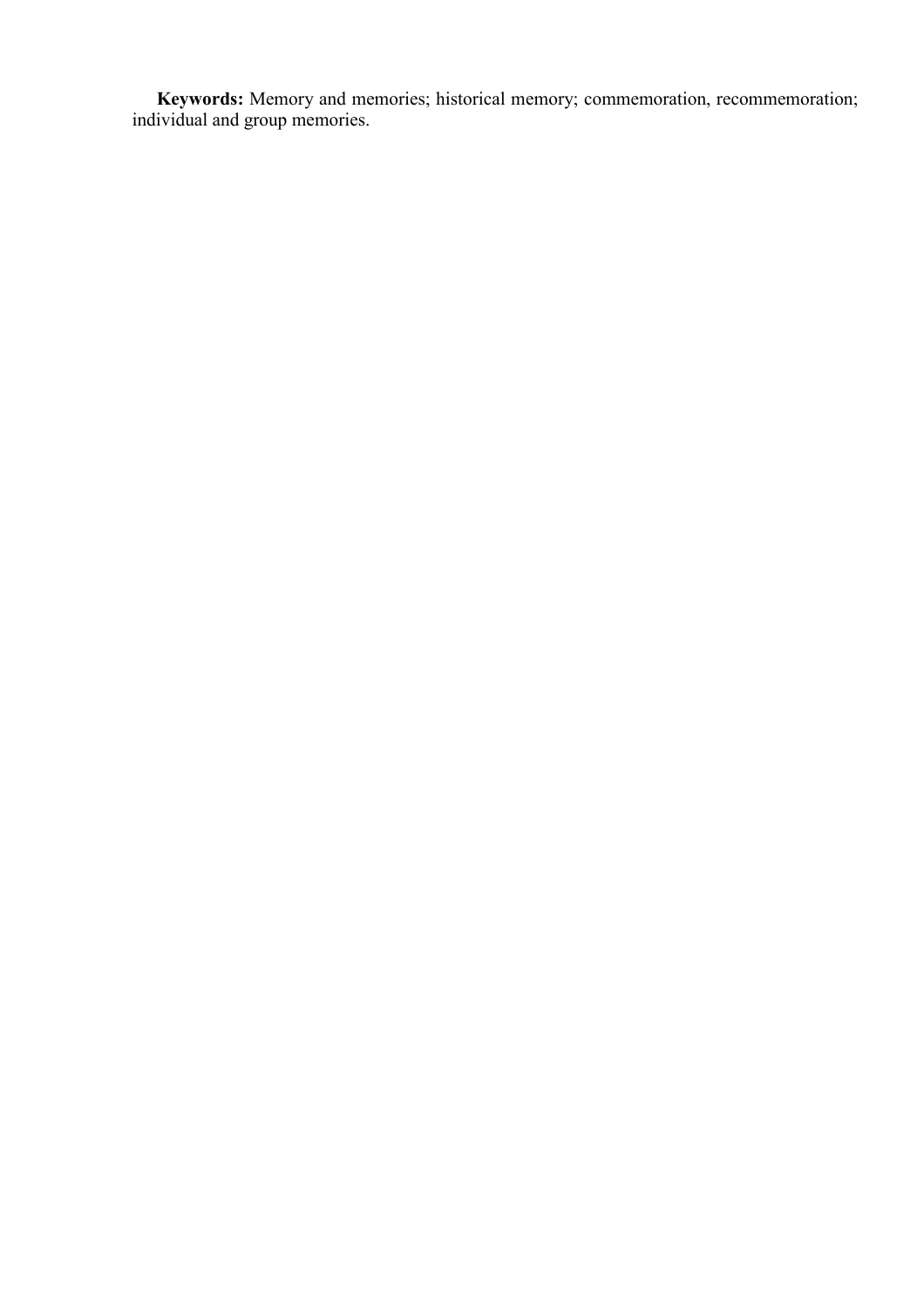**Keywords:** Memory and memories; historical memory; commemoration, recommemoration; individual and group memories.